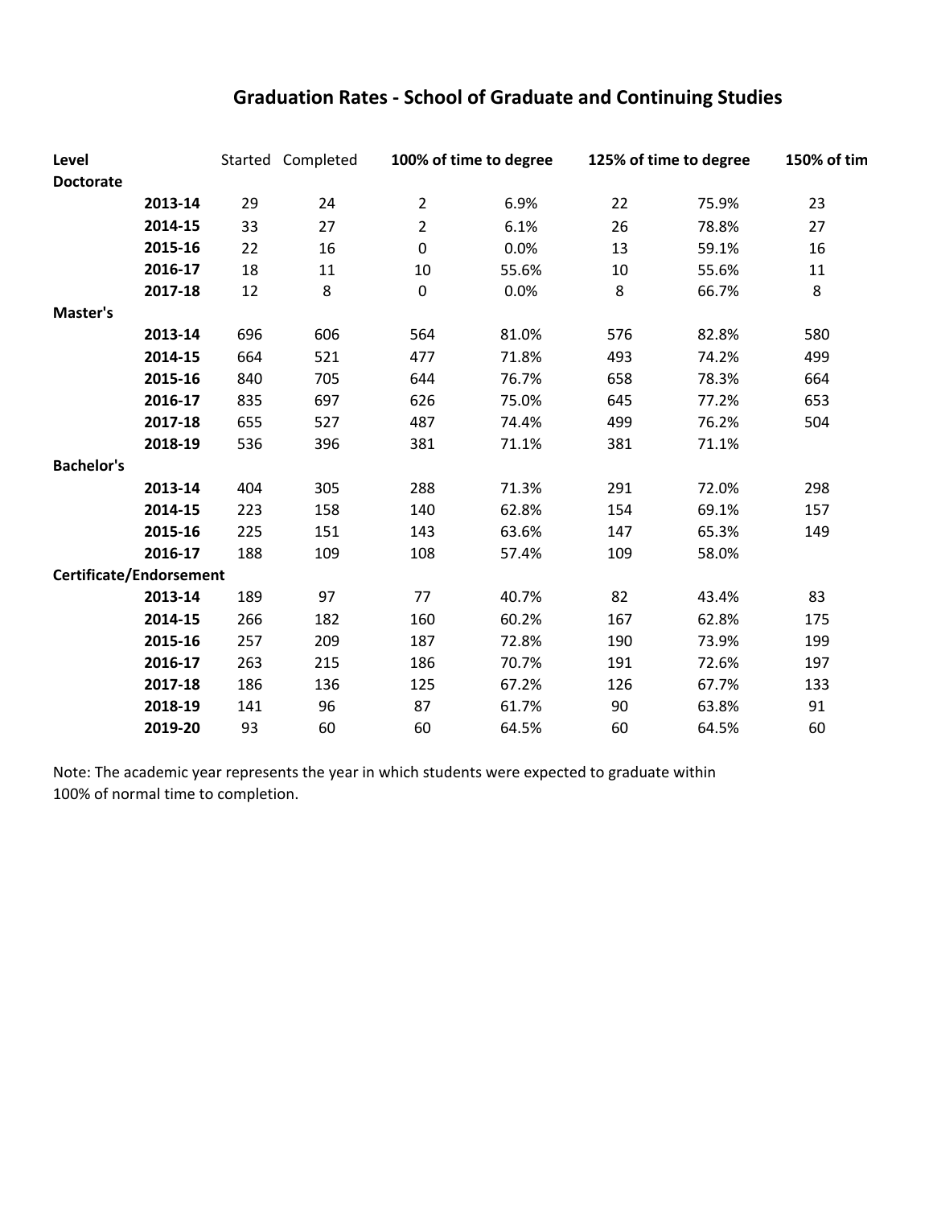# Graduation Rates - School of Graduate and Continuing Studies

| Level | | Started | Completed | 100% of time to degree | | 125% of time to degree | | 150% of tim |
|---|---|---|---|---|---|---|---|---|
| **Doctorate** | | | | | | | | |
| | **2013-14** | 29 | 24 | 2 | 6.9% | 22 | 75.9% | 23 |
| | **2014-15** | 33 | 27 | 2 | 6.1% | 26 | 78.8% | 27 |
| | **2015-16** | 22 | 16 | 0 | 0.0% | 13 | 59.1% | 16 |
| | **2016-17** | 18 | 11 | 10 | 55.6% | 10 | 55.6% | 11 |
| | **2017-18** | 12 | 8 | 0 | 0.0% | 8 | 66.7% | 8 |
| **Master's** | | | | | | | | |
| | **2013-14** | 696 | 606 | 564 | 81.0% | 576 | 82.8% | 580 |
| | **2014-15** | 664 | 521 | 477 | 71.8% | 493 | 74.2% | 499 |
| | **2015-16** | 840 | 705 | 644 | 76.7% | 658 | 78.3% | 664 |
| | **2016-17** | 835 | 697 | 626 | 75.0% | 645 | 77.2% | 653 |
| | **2017-18** | 655 | 527 | 487 | 74.4% | 499 | 76.2% | 504 |
| | **2018-19** | 536 | 396 | 381 | 71.1% | 381 | 71.1% | |
| **Bachelor's** | | | | | | | | |
| | **2013-14** | 404 | 305 | 288 | 71.3% | 291 | 72.0% | 298 |
| | **2014-15** | 223 | 158 | 140 | 62.8% | 154 | 69.1% | 157 |
| | **2015-16** | 225 | 151 | 143 | 63.6% | 147 | 65.3% | 149 |
| | **2016-17** | 188 | 109 | 108 | 57.4% | 109 | 58.0% | |
| **Certificate/Endorsement** | | | | | | | | |
| | **2013-14** | 189 | 97 | 77 | 40.7% | 82 | 43.4% | 83 |
| | **2014-15** | 266 | 182 | 160 | 60.2% | 167 | 62.8% | 175 |
| | **2015-16** | 257 | 209 | 187 | 72.8% | 190 | 73.9% | 199 |
| | **2016-17** | 263 | 215 | 186 | 70.7% | 191 | 72.6% | 197 |
| | **2017-18** | 186 | 136 | 125 | 67.2% | 126 | 67.7% | 133 |
| | **2018-19** | 141 | 96 | 87 | 61.7% | 90 | 63.8% | 91 |
| | **2019-20** | 93 | 60 | 60 | 64.5% | 60 | 64.5% | 60 |

Note: The academic year represents the year in which students were expected to graduate within 100% of normal time to completion.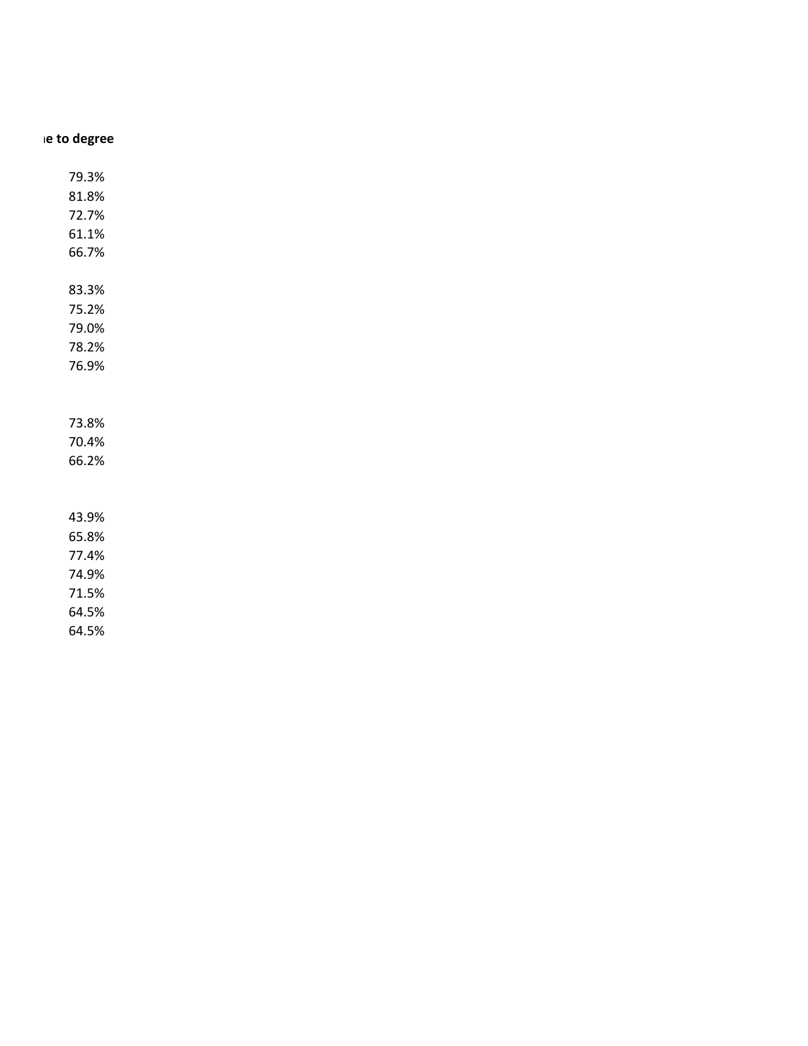| e to degree |
| --- |
| |
| 79.3% |
| 81.8% |
| 72.7% |
| 61.1% |
| 66.7% |
| |
| 83.3% |
| 75.2% |
| 79.0% |
| 78.2% |
| 76.9% |
| |
| |
| 73.8% |
| 70.4% |
| 66.2% |
| |
| |
| 43.9% |
| 65.8% |
| 77.4% |
| 74.9% |
| 71.5% |
| 64.5% |
| 64.5% |